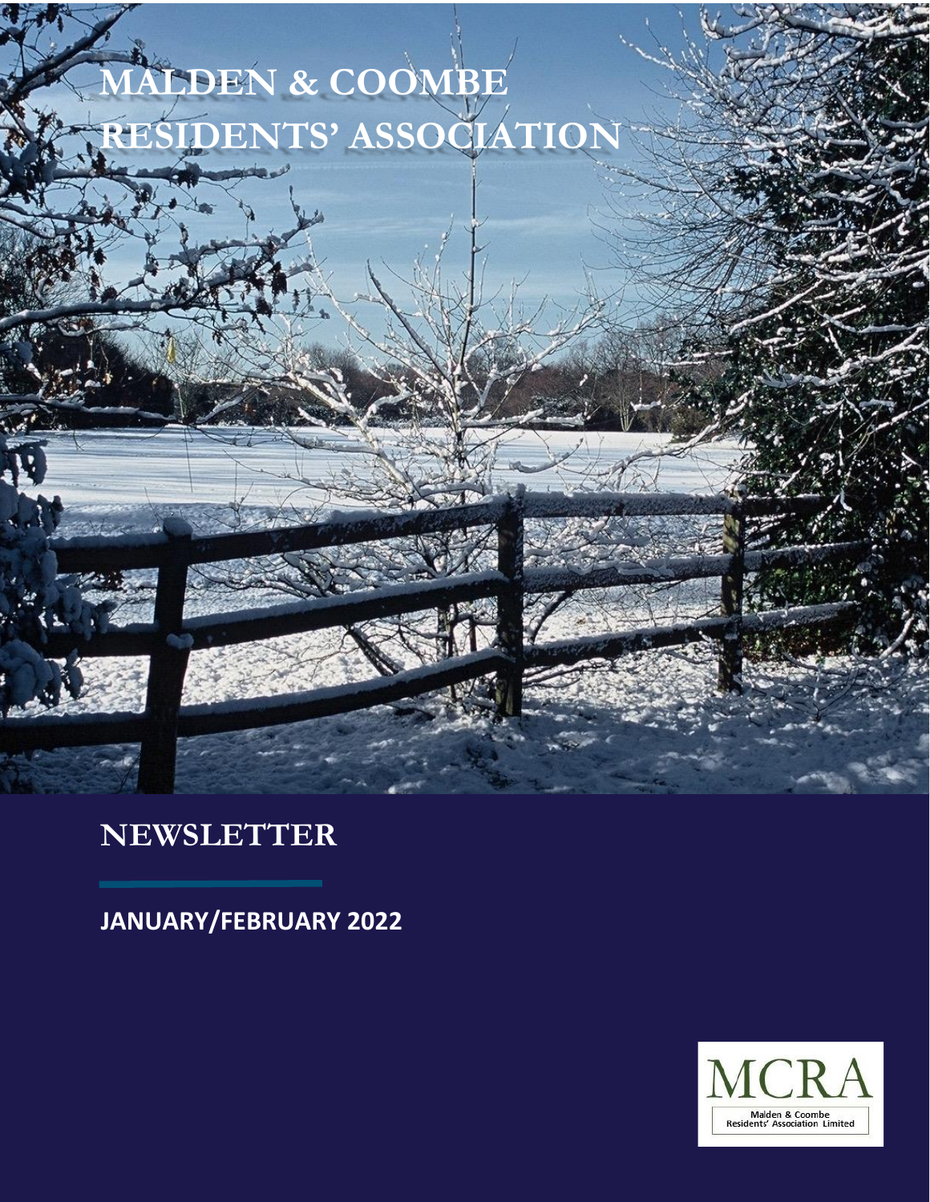# MALDEN & COOMBE RESIDENTS' ASSOCIATION

## NEWSLETTER

**JANUARY/FEBRUARY 2022**

MCRA

Malden & Coombe Residents' Association Limited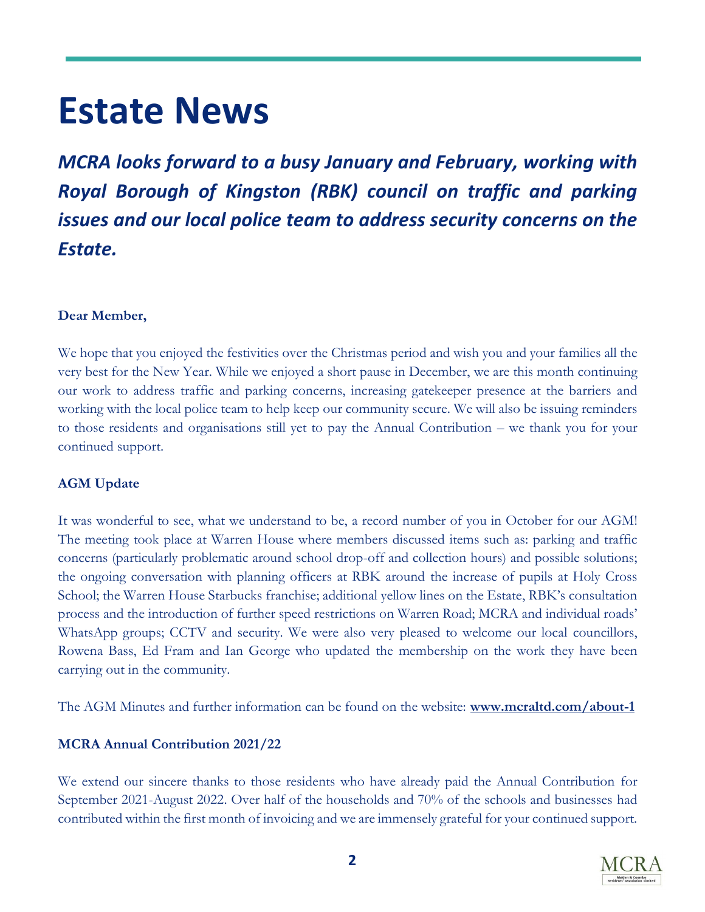# Estate News

***MCRA looks forward to a busy January and February, working with Royal Borough of Kingston (RBK) council on traffic and parking issues and our local police team to address security concerns on the Estate.***

**Dear Member,**

We hope that you enjoyed the festivities over the Christmas period and wish you and your families all the very best for the New Year. While we enjoyed a short pause in December, we are this month continuing our work to address traffic and parking concerns, increasing gatekeeper presence at the barriers and working with the local police team to help keep our community secure. We will also be issuing reminders to those residents and organisations still yet to pay the Annual Contribution – we thank you for your continued support.

**AGM Update**

It was wonderful to see, what we understand to be, a record number of you in October for our AGM! The meeting took place at Warren House where members discussed items such as: parking and traffic concerns (particularly problematic around school drop-off and collection hours) and possible solutions; the ongoing conversation with planning officers at RBK around the increase of pupils at Holy Cross School; the Warren House Starbucks franchise; additional yellow lines on the Estate, RBK's consultation process and the introduction of further speed restrictions on Warren Road; MCRA and individual roads' WhatsApp groups; CCTV and security. We were also very pleased to welcome our local councillors, Rowena Bass, Ed Fram and Ian George who updated the membership on the work they have been carrying out in the community.

The AGM Minutes and further information can be found on the website: **www.mcraltd.com/about-1**

**MCRA Annual Contribution 2021/22**

We extend our sincere thanks to those residents who have already paid the Annual Contribution for September 2021-August 2022. Over half of the households and 70% of the schools and businesses had contributed within the first month of invoicing and we are immensely grateful for your continued support.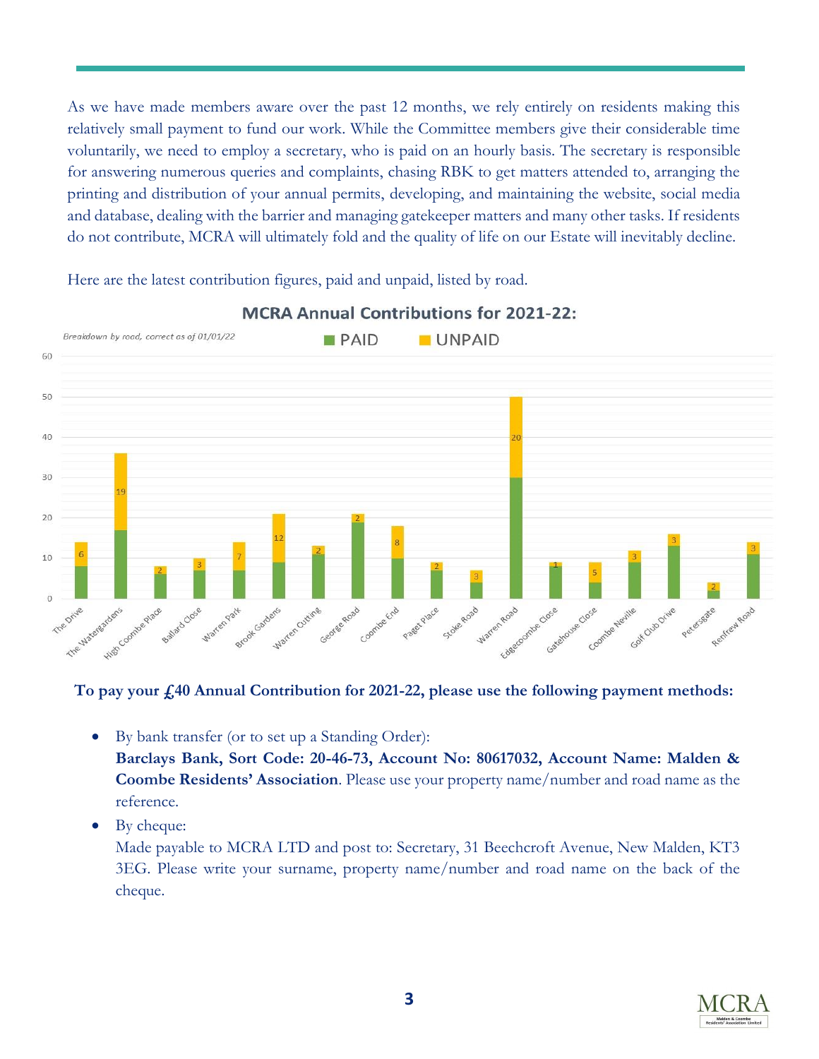As we have made members aware over the past 12 months, we rely entirely on residents making this relatively small payment to fund our work. While the Committee members give their considerable time voluntarily, we need to employ a secretary, who is paid on an hourly basis. The secretary is responsible for answering numerous queries and complaints, chasing RBK to get matters attended to, arranging the printing and distribution of your annual permits, developing, and maintaining the website, social media and database, dealing with the barrier and managing gatekeeper matters and many other tasks. If residents do not contribute, MCRA will ultimately fold and the quality of life on our Estate will inevitably decline.

Here are the latest contribution figures, paid and unpaid, listed by road.

**MCRA Annual Contributions for 2021-22:**

*Breakdown by road, correct as of 01/01/22*

PAID | UNPAID

| Road | UNPAID |
| --- | --- |
| The Drive | 6 |
| The Watergardens | 19 |
| High Coombe Place | 2 |
| Ballard Close | 3 |
| Warren Park | 7 |
| Brook Gardens | 12 |
| Warren Cutting | 2 |
| George Road | 2 |
| Coombe End | 8 |
| Paget Place | 2 |
| Stoke Road | 3 |
| Warren Road | 20 |
| Edgecoombe Close | 1 |
| Gatehouse Close | 5 |
| Coombe Neville | 3 |
| Golf Club Drive | 3 |
| Petersgate | 2 |
| Renfrew Road | 3 |

**To pay your £40 Annual Contribution for 2021-22, please use the following payment methods:**

- By bank transfer (or to set up a Standing Order):
  **Barclays Bank, Sort Code: 20-46-73, Account No: 80617032, Account Name: Malden & Coombe Residents' Association**. Please use your property name/number and road name as the reference.
- By cheque:
  Made payable to MCRA LTD and post to: Secretary, 31 Beechcroft Avenue, New Malden, KT3 3EG. Please write your surname, property name/number and road name on the back of the cheque.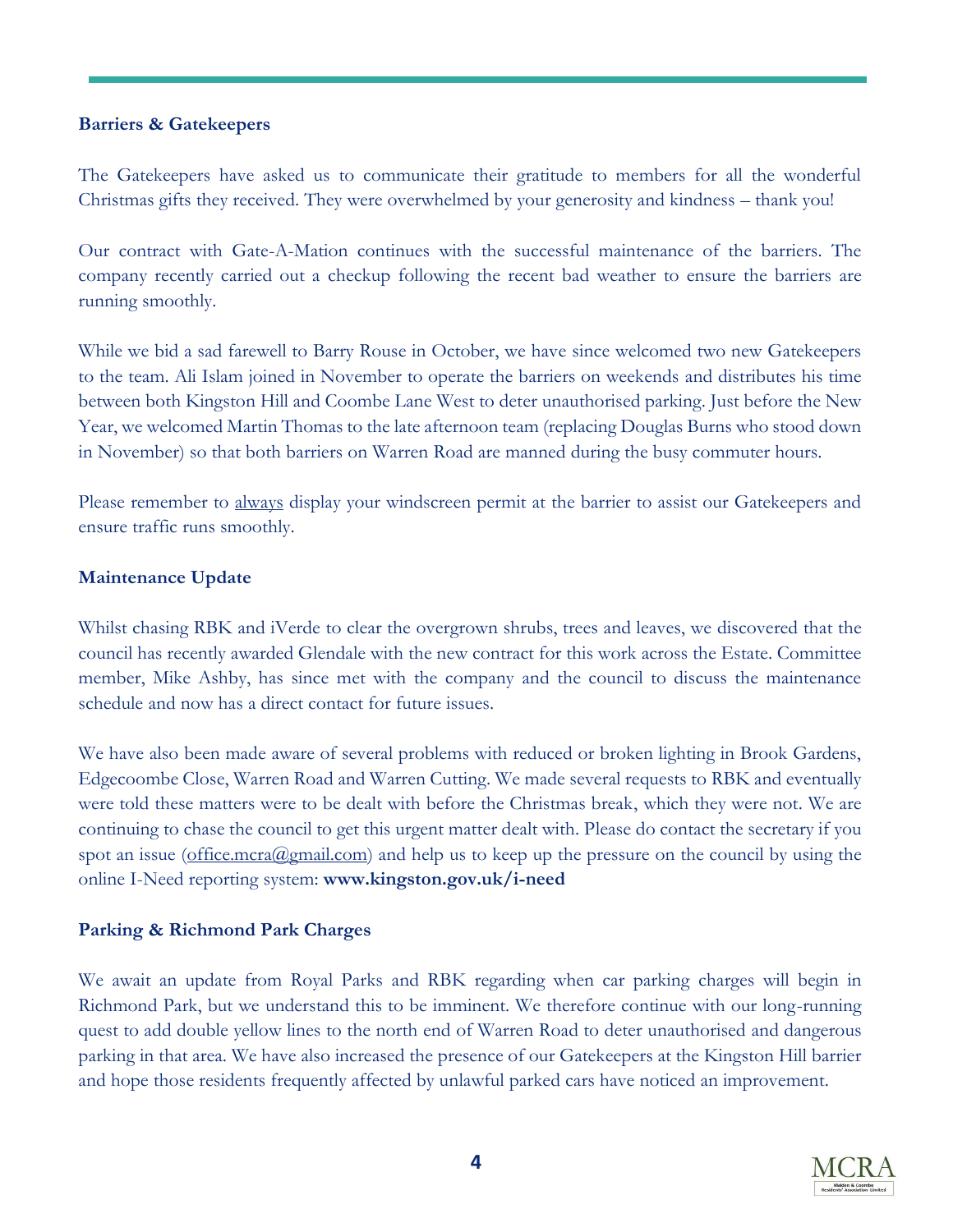**Barriers & Gatekeepers**

The Gatekeepers have asked us to communicate their gratitude to members for all the wonderful Christmas gifts they received. They were overwhelmed by your generosity and kindness – thank you!

Our contract with Gate-A-Mation continues with the successful maintenance of the barriers. The company recently carried out a checkup following the recent bad weather to ensure the barriers are running smoothly.

While we bid a sad farewell to Barry Rouse in October, we have since welcomed two new Gatekeepers to the team. Ali Islam joined in November to operate the barriers on weekends and distributes his time between both Kingston Hill and Coombe Lane West to deter unauthorised parking. Just before the New Year, we welcomed Martin Thomas to the late afternoon team (replacing Douglas Burns who stood down in November) so that both barriers on Warren Road are manned during the busy commuter hours.

Please remember to always display your windscreen permit at the barrier to assist our Gatekeepers and ensure traffic runs smoothly.

**Maintenance Update**

Whilst chasing RBK and iVerde to clear the overgrown shrubs, trees and leaves, we discovered that the council has recently awarded Glendale with the new contract for this work across the Estate. Committee member, Mike Ashby, has since met with the company and the council to discuss the maintenance schedule and now has a direct contact for future issues.

We have also been made aware of several problems with reduced or broken lighting in Brook Gardens, Edgecoombe Close, Warren Road and Warren Cutting. We made several requests to RBK and eventually were told these matters were to be dealt with before the Christmas break, which they were not. We are continuing to chase the council to get this urgent matter dealt with. Please do contact the secretary if you spot an issue (office.mcra@gmail.com) and help us to keep up the pressure on the council by using the online I-Need reporting system: **www.kingston.gov.uk/i-need**

**Parking & Richmond Park Charges**

We await an update from Royal Parks and RBK regarding when car parking charges will begin in Richmond Park, but we understand this to be imminent. We therefore continue with our long-running quest to add double yellow lines to the north end of Warren Road to deter unauthorised and dangerous parking in that area. We have also increased the presence of our Gatekeepers at the Kingston Hill barrier and hope those residents frequently affected by unlawful parked cars have noticed an improvement.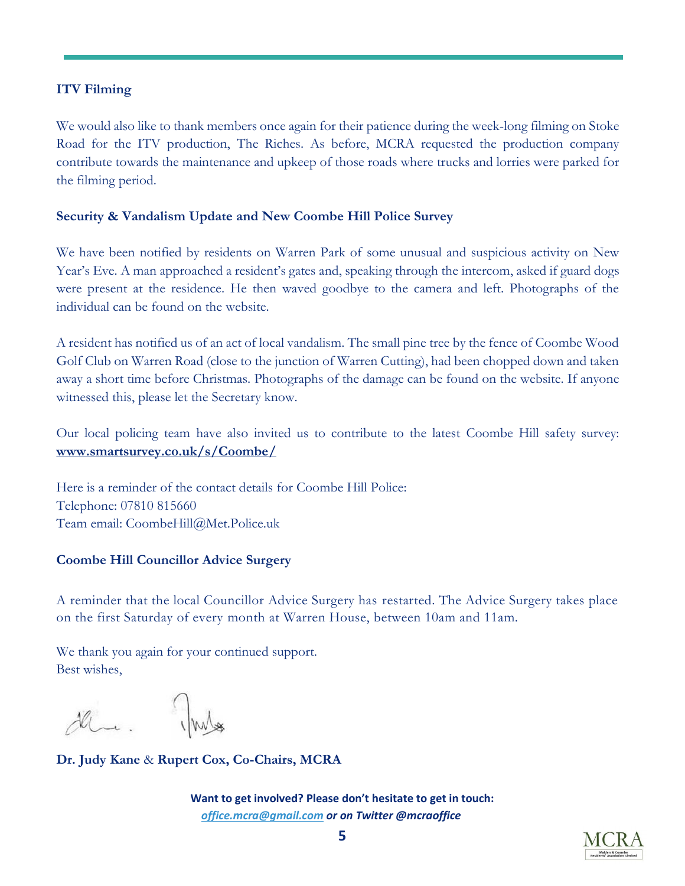**ITV Filming**

We would also like to thank members once again for their patience during the week-long filming on Stoke Road for the ITV production, The Riches. As before, MCRA requested the production company contribute towards the maintenance and upkeep of those roads where trucks and lorries were parked for the filming period.

**Security & Vandalism Update and New Coombe Hill Police Survey**

We have been notified by residents on Warren Park of some unusual and suspicious activity on New Year's Eve. A man approached a resident's gates and, speaking through the intercom, asked if guard dogs were present at the residence. He then waved goodbye to the camera and left. Photographs of the individual can be found on the website.

A resident has notified us of an act of local vandalism. The small pine tree by the fence of Coombe Wood Golf Club on Warren Road (close to the junction of Warren Cutting), had been chopped down and taken away a short time before Christmas. Photographs of the damage can be found on the website. If anyone witnessed this, please let the Secretary know.

Our local policing team have also invited us to contribute to the latest Coombe Hill safety survey: **www.smartsurvey.co.uk/s/Coombe/**

Here is a reminder of the contact details for Coombe Hill Police:
Telephone: 07810 815660
Team email: CoombeHill@Met.Police.uk

**Coombe Hill Councillor Advice Surgery**

A reminder that the local Councillor Advice Surgery has restarted. The Advice Surgery takes place on the first Saturday of every month at Warren House, between 10am and 11am.

We thank you again for your continued support.
Best wishes,

**Dr. Judy Kane & Rupert Cox, Co-Chairs, MCRA**

**Want to get involved? Please don't hesitate to get in touch:**
***office.mcra@gmail.com* or on Twitter @mcraoffice**